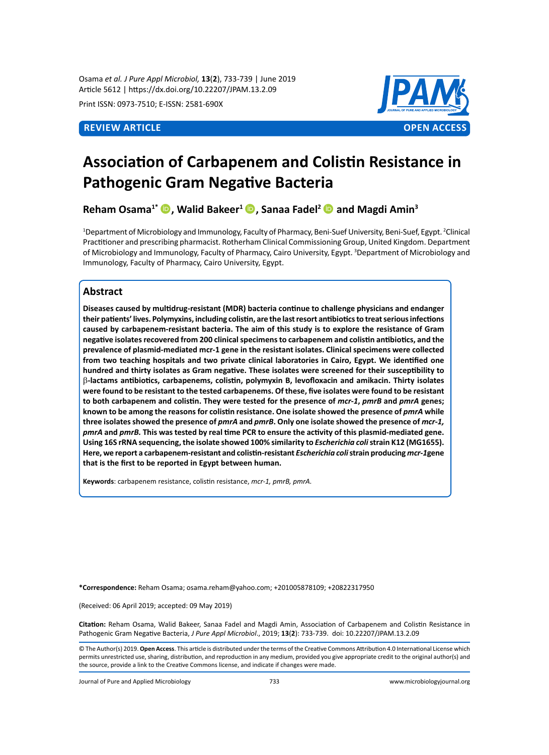REVIEW ARTICLE | OPEN ACCESS

# Association of Carbapenem and Colistin Resistance in Pathogenic Gram Negative Bacteria

**Reham Osama[1*], Walid Bakeer[1], Sanaa Fadel[2] and Magdi Amin[3]**

[1]Department of Microbiology and Immunology, Faculty of Pharmacy, Beni-Suef University, Beni-Suef, Egypt. [2]Clinical Practitioner and prescribing pharmacist. Rotherham Clinical Commissioning Group, United Kingdom. Department of Microbiology and Immunology, Faculty of Pharmacy, Cairo University, Egypt. [3]Department of Microbiology and Immunology, Faculty of Pharmacy, Cairo University, Egypt.

## Abstract

**Diseases caused by multidrug-resistant (MDR) bacteria continue to challenge physicians and endanger their patients' lives. Polymyxins, including colistin, are the last resort antibiotics to treat serious infections caused by carbapenem-resistant bacteria. The aim of this study is to explore the resistance of Gram negative isolates recovered from 200 clinical specimens to carbapenem and colistin antibiotics, and the prevalence of plasmid-mediated mcr-1 gene in the resistant isolates. Clinical specimens were collected from two teaching hospitals and two private clinical laboratories in Cairo, Egypt. We identified one hundred and thirty isolates as Gram negative. These isolates were screened for their susceptibility to β-lactams antibiotics, carbapenems, colistin, polymyxin B, levofloxacin and amikacin. Thirty isolates were found to be resistant to the tested carbapenems. Of these, five isolates were found to be resistant to both carbapenem and colistin. They were tested for the presence of *mcr-1*, *pmrB* and *pmrA* genes; known to be among the reasons for colistin resistance. One isolate showed the presence of *pmrA* while three isolates showed the presence of *pmrA* and *pmrB*. Only one isolate showed the presence of *mcr-1, pmrA* and *pmrB.* This was tested by real time PCR to ensure the activity of this plasmid-mediated gene. Using 16S rRNA sequencing, the isolate showed 100% similarity to *Escherichia coli* strain K12 (MG1655). Here, we report a carbapenem-resistant and colistin-resistant *Escherichia coli* strain producing *mcr-1*gene that is the first to be reported in Egypt between human.**

**Keywords**: carbapenem resistance, colistin resistance, *mcr-1, pmrB, pmrA.*

**\*Correspondence:** Reham Osama; osama.reham@yahoo.com; +201005878109; +20822317950

(Received: 06 April 2019; accepted: 09 May 2019)

**Citation:** Reham Osama, Walid Bakeer, Sanaa Fadel and Magdi Amin, Association of Carbapenem and Colistin Resistance in Pathogenic Gram Negative Bacteria, *J Pure Appl Microbiol*., 2019; **13**(**2**): 733-739. doi: 10.22207/JPAM.13.2.09

© The Author(s) 2019. **Open Access**. This article is distributed under the terms of the Creative Commons Attribution 4.0 International License which permits unrestricted use, sharing, distribution, and reproduction in any medium, provided you give appropriate credit to the original author(s) and the source, provide a link to the Creative Commons license, and indicate if changes were made.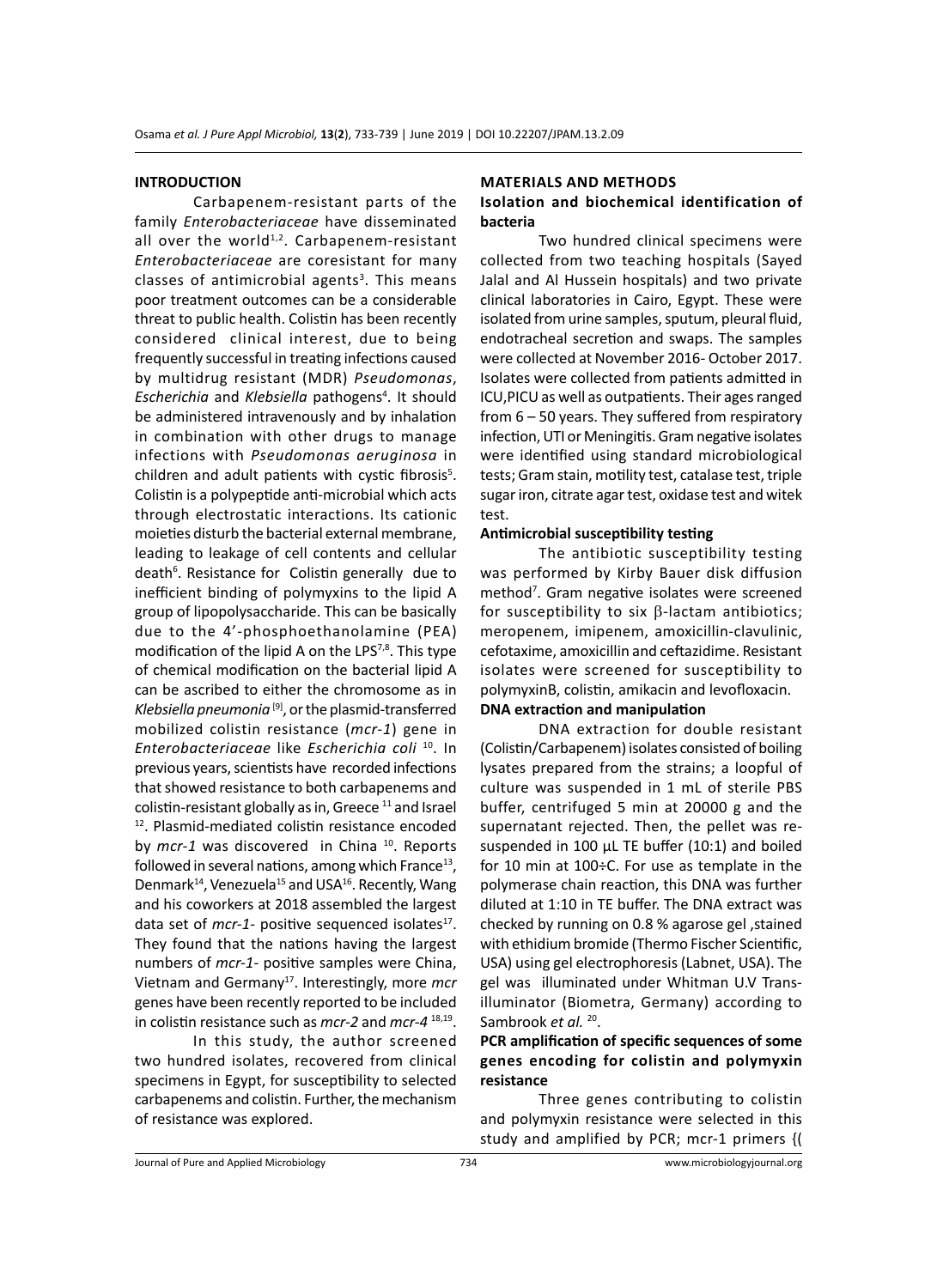## INTRODUCTION

Carbapenem-resistant parts of the family *Enterobacteriaceae* have disseminated all over the world[1,2]. Carbapenem-resistant *Enterobacteriaceae* are coresistant for many classes of antimicrobial agents[3]. This means poor treatment outcomes can be a considerable threat to public health. Colistin has been recently considered clinical interest, due to being frequently successful in treating infections caused by multidrug resistant (MDR) *Pseudomonas*, *Escherichia* and *Klebsiella* pathogens[4]. It should be administered intravenously and by inhalation in combination with other drugs to manage infections with *Pseudomonas aeruginosa* in children and adult patients with cystic fibrosis[5]. Colistin is a polypeptide anti-microbial which acts through electrostatic interactions. Its cationic moieties disturb the bacterial external membrane, leading to leakage of cell contents and cellular death[6]. Resistance for Colistin generally due to inefficient binding of polymyxins to the lipid A group of lipopolysaccharide. This can be basically due to the 4'-phosphoethanolamine (PEA) modification of the lipid A on the LPS[7,8]. This type of chemical modification on the bacterial lipid A can be ascribed to either the chromosome as in *Klebsiella pneumonia* [9], or the plasmid-transferred mobilized colistin resistance (*mcr-1*) gene in *Enterobacteriaceae* like *Escherichia coli* [10]. In previous years, scientists have recorded infections that showed resistance to both carbapenems and colistin-resistant globally as in, Greece [11] and Israel [12]. Plasmid-mediated colistin resistance encoded by *mcr-1* was discovered in China [10]. Reports followed in several nations, among which France[13], Denmark[14], Venezuela[15] and USA[16]. Recently, Wang and his coworkers at 2018 assembled the largest data set of *mcr-1*- positive sequenced isolates[17]. They found that the nations having the largest numbers of *mcr-1*- positive samples were China, Vietnam and Germany[17]. Interestingly, more *mcr* genes have been recently reported to be included in colistin resistance such as *mcr-2* and *mcr-4* [18,19].

In this study, the author screened two hundred isolates, recovered from clinical specimens in Egypt, for susceptibility to selected carbapenems and colistin. Further, the mechanism of resistance was explored.

## MATERIALS AND METHODS

### Isolation and biochemical identification of bacteria

Two hundred clinical specimens were collected from two teaching hospitals (Sayed Jalal and Al Hussein hospitals) and two private clinical laboratories in Cairo, Egypt. These were isolated from urine samples, sputum, pleural fluid, endotracheal secretion and swaps. The samples were collected at November 2016- October 2017. Isolates were collected from patients admitted in ICU,PICU as well as outpatients. Their ages ranged from 6 – 50 years. They suffered from respiratory infection, UTI or Meningitis. Gram negative isolates were identified using standard microbiological tests; Gram stain, motility test, catalase test, triple sugar iron, citrate agar test, oxidase test and witek test.

### Antimicrobial susceptibility testing

The antibiotic susceptibility testing was performed by Kirby Bauer disk diffusion method[7]. Gram negative isolates were screened for susceptibility to six β-lactam antibiotics; meropenem, imipenem, amoxicillin-clavulinic, cefotaxime, amoxicillin and ceftazidime. Resistant isolates were screened for susceptibility to polymyxinB, colistin, amikacin and levofloxacin.

### DNA extraction and manipulation

DNA extraction for double resistant (Colistin/Carbapenem) isolates consisted of boiling lysates prepared from the strains; a loopful of culture was suspended in 1 mL of sterile PBS buffer, centrifuged 5 min at 20000 g and the supernatant rejected. Then, the pellet was re-suspended in 100 µL TE buffer (10:1) and boiled for 10 min at 100÷C. For use as template in the polymerase chain reaction, this DNA was further diluted at 1:10 in TE buffer. The DNA extract was checked by running on 0.8 % agarose gel ,stained with ethidium bromide (Thermo Fischer Scientific, USA) using gel electrophoresis (Labnet, USA). The gel was illuminated under Whitman U.V Trans-illuminator (Biometra, Germany) according to Sambrook *et al.* [20].

### PCR amplification of specific sequences of some genes encoding for colistin and polymyxin resistance

Three genes contributing to colistin and polymyxin resistance were selected in this study and amplified by PCR; mcr-1 primers {(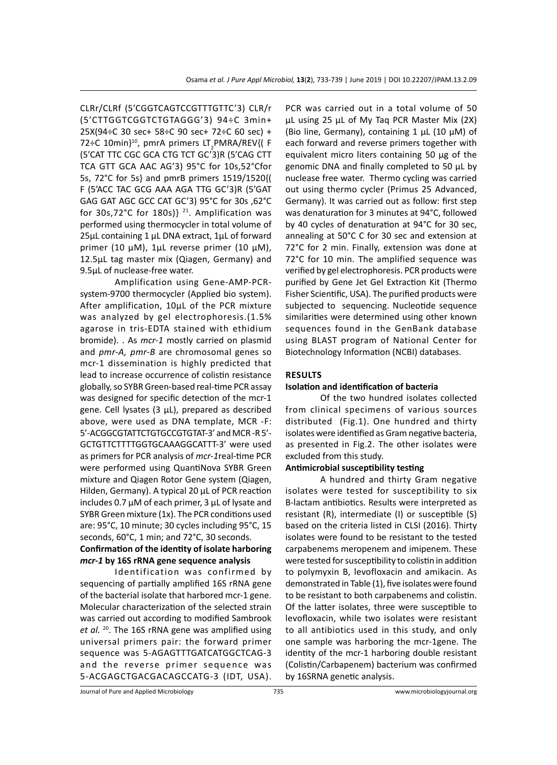CLRr/CLRf (5'CGGTCAGTCCGTTTGTTC'3) CLR/r (5'CTTGGTCGGTCTGTAGGG'3) 94÷C 3min+ 25X(94÷C 30 sec+ 58÷C 90 sec+ 72÷C 60 sec) + 72÷C 10min}[10], pmrA primers $LT_2$PMRA/REV{( F (5'CAT TTC CGC GCA CTG TCT GC'3)R (5'CAG CTT TCA GTT GCA AAC AG'3) 95°C for 10s,52°Cfor 5s, 72°C for 5s} and pmrB primers 1519/1520{( F (5'ACC TAC GCG AAA AGA TTG GC'3)R (5'GAT GAG GAT AGC GCC CAT GC'3) 95°C for 30s ,62°C for 30s,72°C for 180s)} [21]. Amplification was performed using thermocycler in total volume of 25µL containing 1 µL DNA extract, 1µL of forward primer (10 µM), 1µL reverse primer (10 µM), 12.5µL tag master mix (Qiagen, Germany) and 9.5µL of nuclease-free water.

Amplification using Gene-AMP-PCR-system-9700 thermocycler (Applied bio system). After amplification, 10µL of the PCR mixture was analyzed by gel electrophoresis.(1.5% agarose in tris-EDTA stained with ethidium bromide). . As *mcr-1* mostly carried on plasmid and *pmr-A, pmr-B* are chromosomal genes so mcr-1 dissemination is highly predicted that lead to increase occurrence of colistin resistance globally, so SYBR Green-based real-time PCR assay was designed for specific detection of the mcr-1 gene. Cell lysates (3 µL), prepared as described above, were used as DNA template, MCR -F: 5'-ACGGCGTATTCTGTGCCGTGTAT-3' and MCR -R 5'-GCTGTTCTTTTGGTGCAAAGGCATTT-3' were used as primers for PCR analysis of *mcr-1*real-time PCR were performed using QuantiNova SYBR Green mixture and Qiagen Rotor Gene system (Qiagen, Hilden, Germany). A typical 20 µL of PCR reaction includes 0.7 µM of each primer, 3 µL of lysate and SYBR Green mixture (1x). The PCR conditions used are: 95°C, 10 minute; 30 cycles including 95°C, 15 seconds, 60°C, 1 min; and 72°C, 30 seconds.

**Confirmation of the identity of isolate harboring *mcr-1* by 16S rRNA gene sequence analysis**

Identification was confirmed by sequencing of partially amplified 16S rRNA gene of the bacterial isolate that harbored mcr-1 gene. Molecular characterization of the selected strain was carried out according to modified Sambrook *et al.* [20]. The 16S rRNA gene was amplified using universal primers pair: the forward primer sequence was 5-AGAGTTTGATCATGGCTCAG-3 and the reverse primer sequence was 5-ACGAGCTGACGACAGCCATG-3 (IDT, USA). PCR was carried out in a total volume of 50 µL using 25 µL of My Taq PCR Master Mix (2X) (Bio line, Germany), containing 1 µL (10 µM) of each forward and reverse primers together with equivalent micro liters containing 50 µg of the genomic DNA and finally completed to 50 µL by nuclease free water. Thermo cycling was carried out using thermo cycler (Primus 25 Advanced, Germany). It was carried out as follow: first step was denaturation for 3 minutes at 94°C, followed by 40 cycles of denaturation at 94°C for 30 sec, annealing at 50°C C for 30 sec and extension at 72°C for 2 min. Finally, extension was done at 72°C for 10 min. The amplified sequence was verified by gel electrophoresis. PCR products were purified by Gene Jet Gel Extraction Kit (Thermo Fisher Scientific, USA). The purified products were subjected to sequencing. Nucleotide sequence similarities were determined using other known sequences found in the GenBank database using BLAST program of National Center for Biotechnology Information (NCBI) databases.

## RESULTS

### Isolation and identification of bacteria

Of the two hundred isolates collected from clinical specimens of various sources distributed (Fig.1). One hundred and thirty isolates were identified as Gram negative bacteria, as presented in Fig.2. The other isolates were excluded from this study.

### Antimicrobial susceptibility testing

A hundred and thirty Gram negative isolates were tested for susceptibility to six B-lactam antibiotics. Results were interpreted as resistant (R), intermediate (I) or susceptible (S) based on the criteria listed in CLSI (2016). Thirty isolates were found to be resistant to the tested carpabenems meropenem and imipenem. These were tested for susceptibility to colistin in addition to polymyxin B, levofloxacin and amikacin. As demonstrated in Table (1), five isolates were found to be resistant to both carpabenems and colistin. Of the latter isolates, three were susceptible to levofloxacin, while two isolates were resistant to all antibiotics used in this study, and only one sample was harboring the mcr-1gene. The identity of the mcr-1 harboring double resistant (Colistin/Carbapenem) bacterium was confirmed by 16SRNA genetic analysis.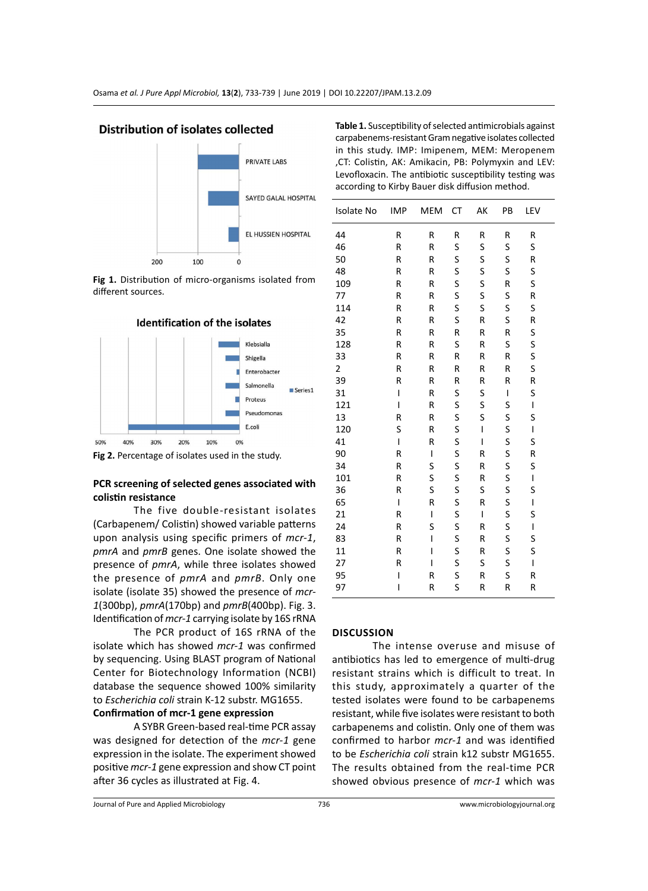Distribution of isolates collected

PRIVATE LABS

SAYED GALAL HOSPITAL

EL HUSSIEN HOSPITAL

200 100 0

**Fig 1.** Distribution of micro-organisms isolated from different sources.

Identification of the isolates

Klebsialla

Shigella

Enterobacter

Salmonella

Proteus

Pseudomonas

E.coli

Series1

50% 40% 30% 20% 10% 0%

**Fig 2.** Percentage of isolates used in the study.

**PCR screening of selected genes associated with colistin resistance**

The five double-resistant isolates (Carbapenem/ Colistin) showed variable patterns upon analysis using specific primers of *mcr-1*, *pmrA* and *pmrB* genes. One isolate showed the presence of *pmrA*, while three isolates showed the presence of *pmrA* and *pmrB*. Only one isolate (isolate 35) showed the presence of *mcr-1*(300bp), *pmrA*(170bp) and *pmrB*(400bp). Fig. 3.

Identification of *mcr-1* carrying isolate by 16S rRNA

The PCR product of 16S rRNA of the isolate which has showed *mcr-1* was confirmed by sequencing. Using BLAST program of National Center for Biotechnology Information (NCBI) database the sequence showed 100% similarity to *Escherichia coli* strain K-12 substr. MG1655.

**Confirmation of mcr-1 gene expression**

A SYBR Green-based real-time PCR assay was designed for detection of the *mcr-1* gene expression in the isolate. The experiment showed positive *mcr-1* gene expression and show CT point after 36 cycles as illustrated at Fig. 4.

**Table 1.** Susceptibility of selected antimicrobials against carpabenems-resistant Gram negative isolates collected in this study. IMP: Imipenem, MEM: Meropenem ,CT: Colistin, AK: Amikacin, PB: Polymyxin and LEV: Levofloxacin. The antibiotic susceptibility testing was according to Kirby Bauer disk diffusion method.

| Isolate No | IMP | MEM | CT | AK | PB | LEV |
|---|---|---|---|---|---|---|
| 44 | R | R | R | R | R | R |
| 46 | R | R | S | S | S | S |
| 50 | R | R | S | S | S | R |
| 48 | R | R | S | S | S | S |
| 109 | R | R | S | S | R | S |
| 77 | R | R | S | S | S | R |
| 114 | R | R | S | S | S | S |
| 42 | R | R | S | R | S | R |
| 35 | R | R | R | R | R | S |
| 128 | R | R | S | R | S | S |
| 33 | R | R | R | R | R | S |
| 2 | R | R | R | R | R | S |
| 39 | R | R | R | R | R | R |
| 31 | I | R | S | S | I | S |
| 121 | I | R | S | S | S | I |
| 13 | R | R | S | S | S | S |
| 120 | S | R | S | I | S | I |
| 41 | I | R | S | I | S | S |
| 90 | R | I | S | R | S | R |
| 34 | R | S | S | R | S | S |
| 101 | R | S | S | R | S | I |
| 36 | R | S | S | S | S | S |
| 65 | I | R | S | R | S | I |
| 21 | R | I | S | I | S | S |
| 24 | R | S | S | R | S | I |
| 83 | R | I | S | R | S | S |
| 11 | R | I | S | R | S | S |
| 27 | R | I | S | S | S | I |
| 95 | I | R | S | R | S | R |
| 97 | I | R | S | R | R | R |

## DISCUSSION

The intense overuse and misuse of antibiotics has led to emergence of multi-drug resistant strains which is difficult to treat. In this study, approximately a quarter of the tested isolates were found to be carbapenems resistant, while five isolates were resistant to both carbapenems and colistin. Only one of them was confirmed to harbor *mcr-1* and was identified to be *Escherichia coli* strain k12 substr MG1655. The results obtained from the real-time PCR showed obvious presence of *mcr-1* which was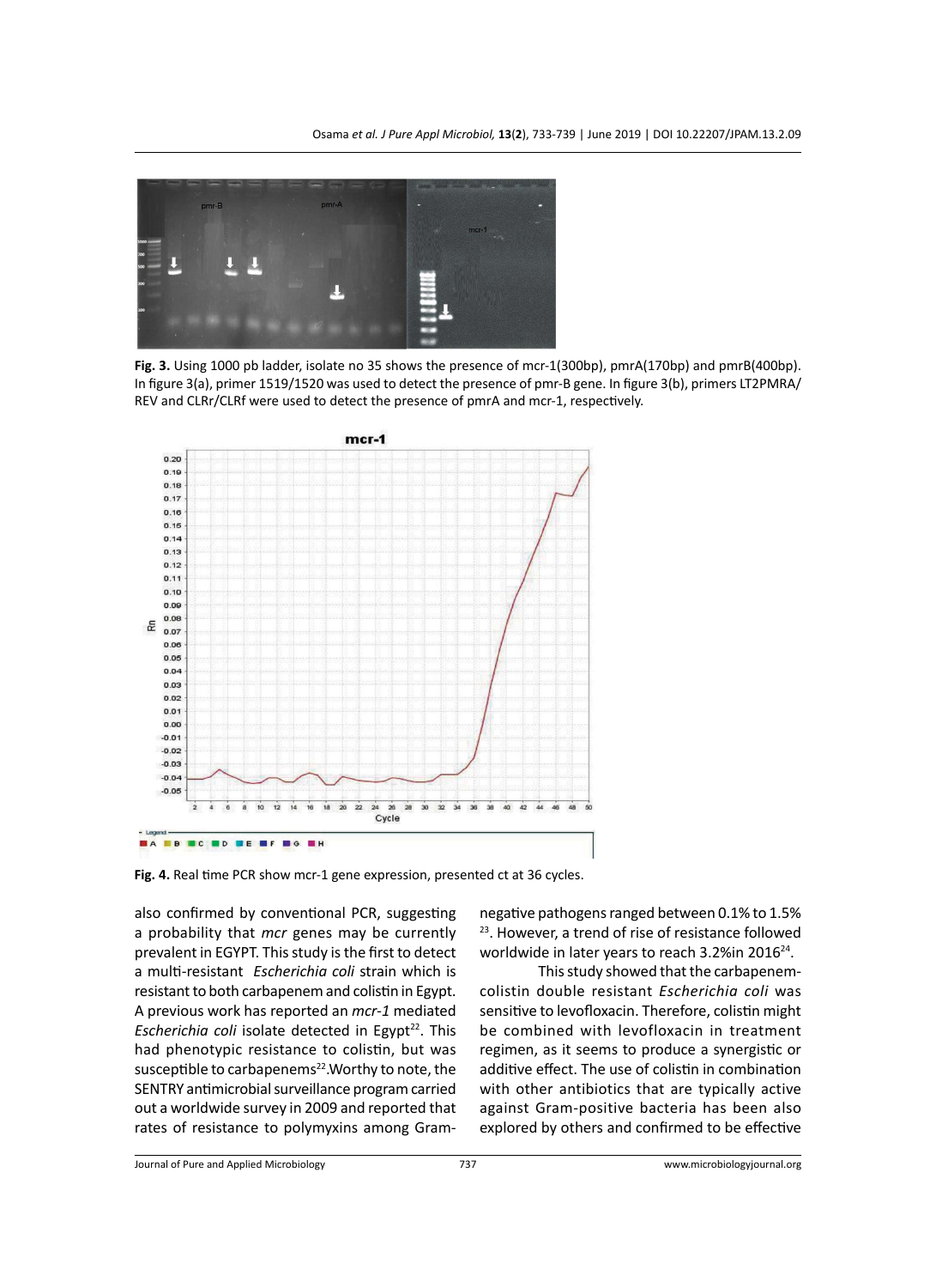**Fig. 3.** Using 1000 pb ladder, isolate no 35 shows the presence of mcr-1(300bp), pmrA(170bp) and pmrB(400bp). In figure 3(a), primer 1519/1520 was used to detect the presence of pmr-B gene. In figure 3(b), primers LT2PMRA/REV and CLRr/CLRf were used to detect the presence of pmrA and mcr-1, respectively.

**Fig. 4.** Real time PCR show mcr-1 gene expression, presented ct at 36 cycles.

also confirmed by conventional PCR, suggesting a probability that *mcr* genes may be currently prevalent in EGYPT. This study is the first to detect a multi-resistant *Escherichia coli* strain which is resistant to both carbapenem and colistin in Egypt. A previous work has reported an *mcr-1* mediated *Escherichia coli* isolate detected in Egypt[22]. This had phenotypic resistance to colistin, but was susceptible to carbapenems[22]. Worthy to note, the SENTRY antimicrobial surveillance program carried out a worldwide survey in 2009 and reported that rates of resistance to polymyxins among Gram-negative pathogens ranged between 0.1% to 1.5%[23]. However, a trend of rise of resistance followed worldwide in later years to reach 3.2% in 2016[24].

This study showed that the carbapenem-colistin double resistant *Escherichia coli* was sensitive to levofloxacin. Therefore, colistin might be combined with levofloxacin in treatment regimen, as it seems to produce a synergistic or additive effect. The use of colistin in combination with other antibiotics that are typically active against Gram-positive bacteria has been also explored by others and confirmed to be effective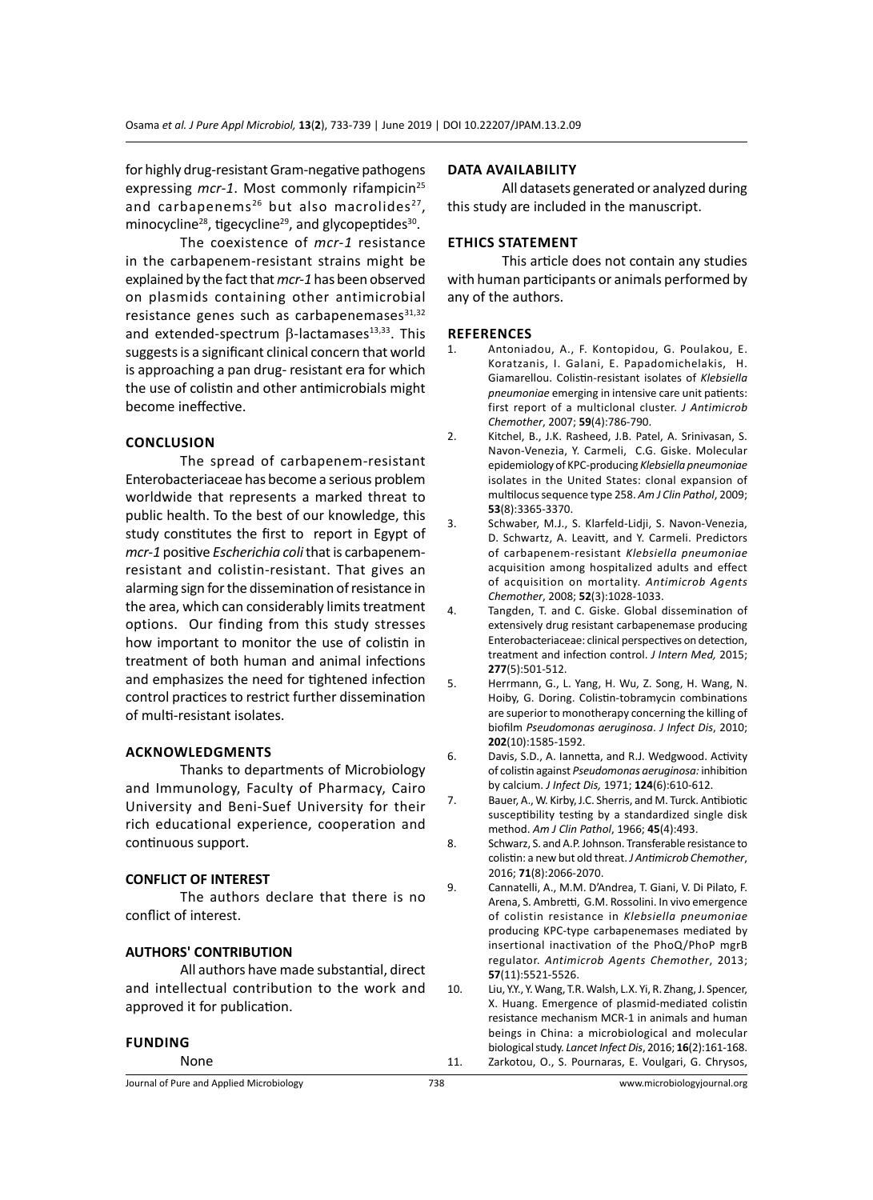for highly drug-resistant Gram-negative pathogens expressing *mcr-1*. Most commonly rifampicin[25] and carbapenems[26] but also macrolides[27], minocycline[28], tigecycline[29], and glycopeptides[30].

The coexistence of *mcr-1* resistance in the carbapenem-resistant strains might be explained by the fact that *mcr-1* has been observed on plasmids containing other antimicrobial resistance genes such as carbapenemases[31,32] and extended-spectrum β-lactamases[13,33]. This suggests is a significant clinical concern that world is approaching a pan drug- resistant era for which the use of colistin and other antimicrobials might become ineffective.

## CONCLUSION

The spread of carbapenem-resistant Enterobacteriaceae has become a serious problem worldwide that represents a marked threat to public health. To the best of our knowledge, this study constitutes the first to report in Egypt of *mcr-1* positive *Escherichia coli* that is carbapenem-resistant and colistin-resistant. That gives an alarming sign for the dissemination of resistance in the area, which can considerably limits treatment options. Our finding from this study stresses how important to monitor the use of colistin in treatment of both human and animal infections and emphasizes the need for tightened infection control practices to restrict further dissemination of multi-resistant isolates.

## ACKNOWLEDGMENTS

Thanks to departments of Microbiology and Immunology, Faculty of Pharmacy, Cairo University and Beni-Suef University for their rich educational experience, cooperation and continuous support.

## CONFLICT OF INTEREST

The authors declare that there is no conflict of interest.

## AUTHORS' CONTRIBUTION

All authors have made substantial, direct and intellectual contribution to the work and approved it for publication.

## FUNDING

None

## DATA AVAILABILITY

All datasets generated or analyzed during this study are included in the manuscript.

## ETHICS STATEMENT

This article does not contain any studies with human participants or animals performed by any of the authors.

## REFERENCES

1. Antoniadou, A., F. Kontopidou, G. Poulakou, E. Koratzanis, I. Galani, E. Papadomichelakis, H. Giamarellou. Colistin-resistant isolates of *Klebsiella pneumoniae* emerging in intensive care unit patients: first report of a multiclonal cluster. *J Antimicrob Chemother*, 2007; **59**(4):786-790.
2. Kitchel, B., J.K. Rasheed, J.B. Patel, A. Srinivasan, S. Navon-Venezia, Y. Carmeli, C.G. Giske. Molecular epidemiology of KPC-producing *Klebsiella pneumoniae* isolates in the United States: clonal expansion of multilocus sequence type 258. *Am J Clin Pathol*, 2009; **53**(8):3365-3370.
3. Schwaber, M.J., S. Klarfeld-Lidji, S. Navon-Venezia, D. Schwartz, A. Leavitt, and Y. Carmeli. Predictors of carbapenem-resistant *Klebsiella pneumoniae* acquisition among hospitalized adults and effect of acquisition on mortality. *Antimicrob Agents Chemother*, 2008; **52**(3):1028-1033.
4. Tangden, T. and C. Giske. Global dissemination of extensively drug resistant carbapenemase producing Enterobacteriaceae: clinical perspectives on detection, treatment and infection control. *J Intern Med,* 2015; **277**(5):501-512.
5. Herrmann, G., L. Yang, H. Wu, Z. Song, H. Wang, N. Hoiby, G. Doring. Colistin-tobramycin combinations are superior to monotherapy concerning the killing of biofilm *Pseudomonas aeruginosa*. *J Infect Dis*, 2010; **202**(10):1585-1592.
6. Davis, S.D., A. Iannetta, and R.J. Wedgwood. Activity of colistin against *Pseudomonas aeruginosa:* inhibition by calcium. *J Infect Dis,* 1971; **124**(6):610-612.
7. Bauer, A., W. Kirby, J.C. Sherris, and M. Turck. Antibiotic susceptibility testing by a standardized single disk method. *Am J Clin Pathol*, 1966; **45**(4):493.
8. Schwarz, S. and A.P. Johnson. Transferable resistance to colistin: a new but old threat. *J Antimicrob Chemother*, 2016; **71**(8):2066-2070.
9. Cannatelli, A., M.M. D'Andrea, T. Giani, V. Di Pilato, F. Arena, S. Ambretti, G.M. Rossolini. In vivo emergence of colistin resistance in *Klebsiella pneumoniae* producing KPC-type carbapenemases mediated by insertional inactivation of the PhoQ/PhoP mgrB regulator. *Antimicrob Agents Chemother*, 2013; **57**(11):5521-5526.
10. Liu, Y.Y., Y. Wang, T.R. Walsh, L.X. Yi, R. Zhang, J. Spencer, X. Huang. Emergence of plasmid-mediated colistin resistance mechanism MCR-1 in animals and human beings in China: a microbiological and molecular biological study. *Lancet Infect Dis*, 2016; **16**(2):161-168.
11. Zarkotou, O., S. Pournaras, E. Voulgari, G. Chrysos,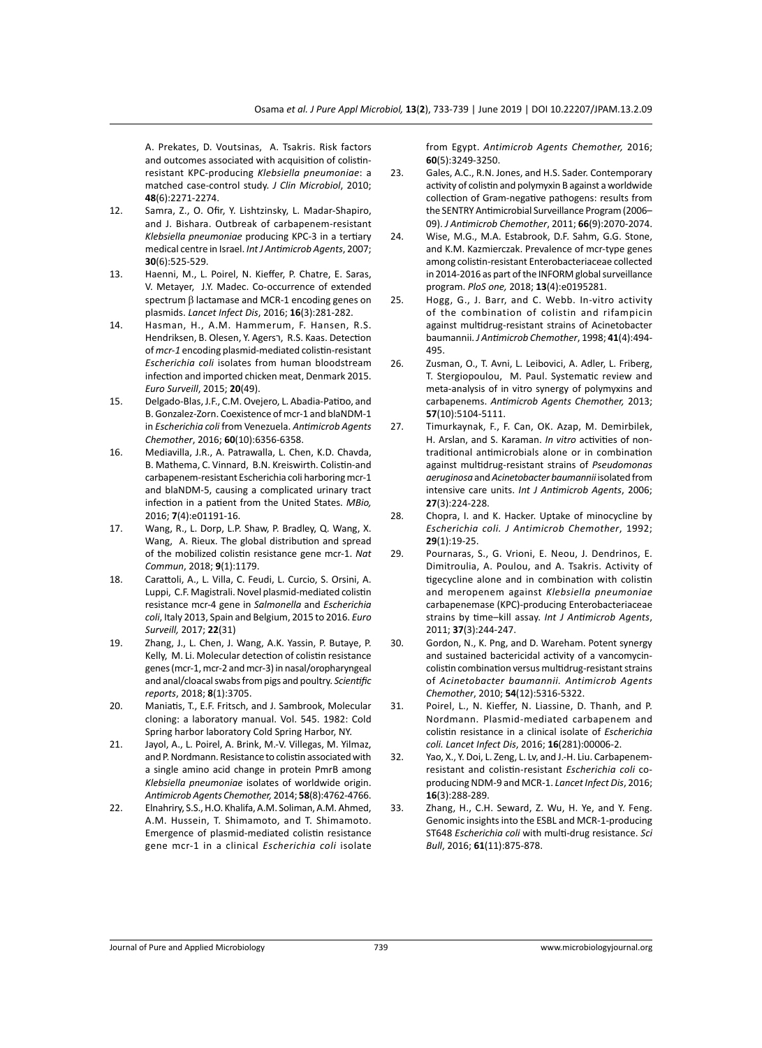A. Prekates, D. Voutsinas, A. Tsakris. Risk factors and outcomes associated with acquisition of colistin-resistant KPC-producing *Klebsiella pneumoniae*: a matched case-control study. *J Clin Microbiol*, 2010; **48**(6):2271-2274.

12. Samra, Z., O. Ofir, Y. Lishtzinsky, L. Madar-Shapiro, and J. Bishara. Outbreak of carbapenem-resistant *Klebsiella pneumoniae* producing KPC-3 in a tertiary medical centre in Israel. *Int J Antimicrob Agents*, 2007; **30**(6):525-529.
13. Haenni, M., L. Poirel, N. Kieffer, P. Chatre, E. Saras, V. Metayer, J.Y. Madec. Co-occurrence of extended spectrum β lactamase and MCR-1 encoding genes on plasmids. *Lancet Infect Dis*, 2016; **16**(3):281-282.
14. Hasman, H., A.M. Hammerum, F. Hansen, R.S. Hendriksen, B. Olesen, Y. Agersר, R.S. Kaas. Detection of *mcr-1* encoding plasmid-mediated colistin-resistant *Escherichia coli* isolates from human bloodstream infection and imported chicken meat, Denmark 2015. *Euro Surveill*, 2015; **20**(49).
15. Delgado-Blas, J.F., C.M. Ovejero, L. Abadia-Patiסo, and B. Gonzalez-Zorn. Coexistence of mcr-1 and blaNDM-1 in *Escherichia coli* from Venezuela. *Antimicrob Agents Chemother*, 2016; **60**(10):6356-6358.
16. Mediavilla, J.R., A. Patrawalla, L. Chen, K.D. Chavda, B. Mathema, C. Vinnard, B.N. Kreiswirth. Colistin-and carbapenem-resistant Escherichia coli harboring mcr-1 and blaNDM-5, causing a complicated urinary tract infection in a patient from the United States. *MBio,* 2016; **7**(4):e01191-16.
17. Wang, R., L. Dorp, L.P. Shaw, P. Bradley, Q. Wang, X. Wang, A. Rieux. The global distribution and spread of the mobilized colistin resistance gene mcr-1. *Nat Commun*, 2018; **9**(1):1179.
18. Carattoli, A., L. Villa, C. Feudi, L. Curcio, S. Orsini, A. Luppi, C.F. Magistrali. Novel plasmid-mediated colistin resistance mcr-4 gene in *Salmonella* and *Escherichia coli*, Italy 2013, Spain and Belgium, 2015 to 2016. *Euro Surveill,* 2017; **22**(31)
19. Zhang, J., L. Chen, J. Wang, A.K. Yassin, P. Butaye, P. Kelly, M. Li. Molecular detection of colistin resistance genes (mcr-1, mcr-2 and mcr-3) in nasal/oropharyngeal and anal/cloacal swabs from pigs and poultry. *Scientific reports*, 2018; **8**(1):3705.
20. Maniatis, T., E.F. Fritsch, and J. Sambrook, Molecular cloning: a laboratory manual. Vol. 545. 1982: Cold Spring harbor laboratory Cold Spring Harbor, NY.
21. Jayol, A., L. Poirel, A. Brink, M.-V. Villegas, M. Yilmaz, and P. Nordmann. Resistance to colistin associated with a single amino acid change in protein PmrB among *Klebsiella pneumoniae* isolates of worldwide origin. *Antimicrob Agents Chemother,* 2014; **58**(8):4762-4766.
22. Elnahriry, S.S., H.O. Khalifa, A.M. Soliman, A.M. Ahmed, A.M. Hussein, T. Shimamoto, and T. Shimamoto. Emergence of plasmid-mediated colistin resistance gene mcr-1 in a clinical *Escherichia coli* isolate from Egypt. *Antimicrob Agents Chemother,* 2016; **60**(5):3249-3250.
23. Gales, A.C., R.N. Jones, and H.S. Sader. Contemporary activity of colistin and polymyxin B against a worldwide collection of Gram-negative pathogens: results from the SENTRY Antimicrobial Surveillance Program (2006–09). *J Antimicrob Chemother*, 2011; **66**(9):2070-2074.
24. Wise, M.G., M.A. Estabrook, D.F. Sahm, G.G. Stone, and K.M. Kazmierczak. Prevalence of mcr-type genes among colistin-resistant Enterobacteriaceae collected in 2014-2016 as part of the INFORM global surveillance program. *PloS one,* 2018; **13**(4):e0195281.
25. Hogg, G., J. Barr, and C. Webb. In-vitro activity of the combination of colistin and rifampicin against multidrug-resistant strains of Acinetobacter baumannii. *J Antimicrob Chemother*, 1998; **41**(4):494-495.
26. Zusman, O., T. Avni, L. Leibovici, A. Adler, L. Friberg, T. Stergiopoulou, M. Paul. Systematic review and meta-analysis of in vitro synergy of polymyxins and carbapenems. *Antimicrob Agents Chemother,* 2013; **57**(10):5104-5111.
27. Timurkaynak, F., F. Can, OK. Azap, M. Demirbilek, H. Arslan, and S. Karaman. *In vitro* activities of non-traditional antimicrobials alone or in combination against multidrug-resistant strains of *Pseudomonas aeruginosa* and *Acinetobacter baumannii* isolated from intensive care units. *Int J Antimicrob Agents*, 2006; **27**(3):224-228.
28. Chopra, I. and K. Hacker. Uptake of minocycline by *Escherichia coli. J Antimicrob Chemother*, 1992; **29**(1):19-25.
29. Pournaras, S., G. Vrioni, E. Neou, J. Dendrinos, E. Dimitroulia, A. Poulou, and A. Tsakris. Activity of tigecycline alone and in combination with colistin and meropenem against *Klebsiella pneumoniae* carbapenemase (KPC)-producing Enterobacteriaceae strains by time–kill assay. *Int J Antimicrob Agents*, 2011; **37**(3):244-247.
30. Gordon, N., K. Png, and D. Wareham. Potent synergy and sustained bactericidal activity of a vancomycin-colistin combination versus multidrug-resistant strains of *Acinetobacter baumannii. Antimicrob Agents Chemother*, 2010; **54**(12):5316-5322.
31. Poirel, L., N. Kieffer, N. Liassine, D. Thanh, and P. Nordmann. Plasmid-mediated carbapenem and colistin resistance in a clinical isolate of *Escherichia coli. Lancet Infect Dis*, 2016; **16**(281):00006-2.
32. Yao, X., Y. Doi, L. Zeng, L. Lv, and J.-H. Liu. Carbapenem-resistant and colistin-resistant *Escherichia coli* co-producing NDM-9 and MCR-1. *Lancet Infect Dis*, 2016; **16**(3):288-289.
33. Zhang, H., C.H. Seward, Z. Wu, H. Ye, and Y. Feng. Genomic insights into the ESBL and MCR-1-producing ST648 *Escherichia coli* with multi-drug resistance. *Sci Bull*, 2016; **61**(11):875-878.